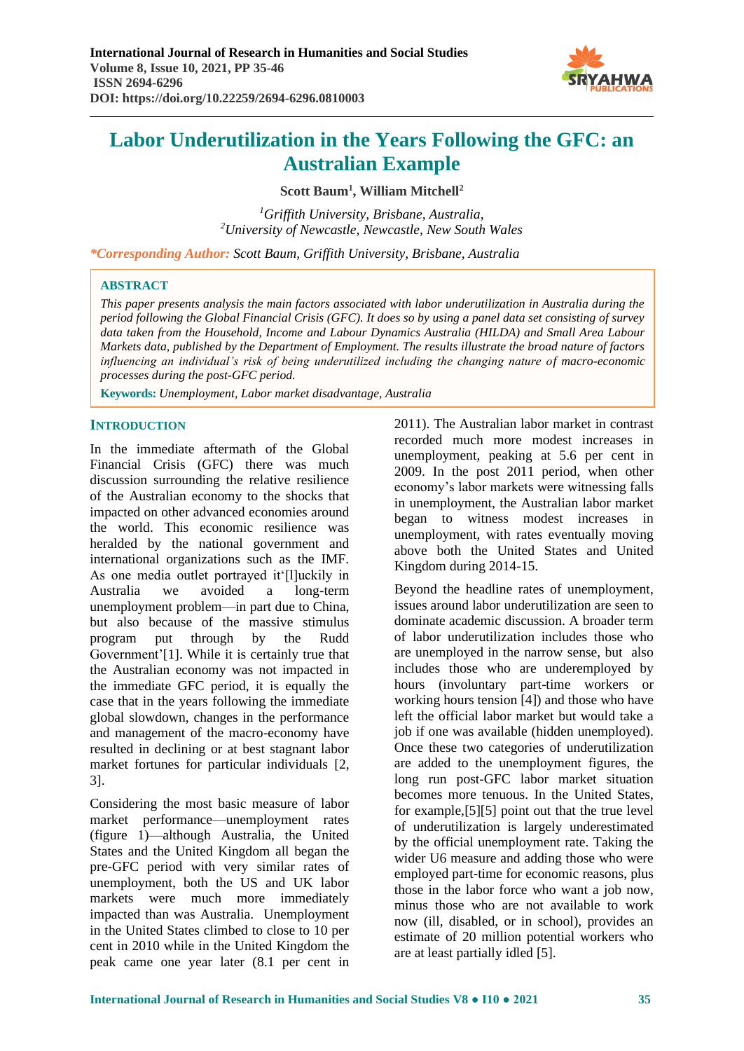# Labor Underutilization in the Years Following the GFC: an Australian Example

**Scott Baum[1], William Mitchell[2]**

[1]*Griffith University, Brisbane, Australia,*
[2]*University of Newcastle, Newcastle, New South Wales*

***Corresponding Author:** Scott Baum, Griffith University, Brisbane, Australia*

**ABSTRACT**

*This paper presents analysis the main factors associated with labor underutilization in Australia during the period following the Global Financial Crisis (GFC). It does so by using a panel data set consisting of survey data taken from the Household, Income and Labour Dynamics Australia (HILDA) and Small Area Labour Markets data, published by the Department of Employment. The results illustrate the broad nature of factors influencing an individual's risk of being underutilized including the changing nature of macro-economic processes during the post-GFC period.*

**Keywords:** *Unemployment, Labor market disadvantage, Australia*

## INTRODUCTION

In the immediate aftermath of the Global Financial Crisis (GFC) there was much discussion surrounding the relative resilience of the Australian economy to the shocks that impacted on other advanced economies around the world. This economic resilience was heralded by the national government and international organizations such as the IMF. As one media outlet portrayed it'[l]uckily in Australia we avoided a long-term unemployment problem—in part due to China, but also because of the massive stimulus program put through by the Rudd Government'[1]. While it is certainly true that the Australian economy was not impacted in the immediate GFC period, it is equally the case that in the years following the immediate global slowdown, changes in the performance and management of the macro-economy have resulted in declining or at best stagnant labor market fortunes for particular individuals [2, 3].

Considering the most basic measure of labor market performance—unemployment rates (figure 1)—although Australia, the United States and the United Kingdom all began the pre-GFC period with very similar rates of unemployment, both the US and UK labor markets were much more immediately impacted than was Australia. Unemployment in the United States climbed to close to 10 per cent in 2010 while in the United Kingdom the peak came one year later (8.1 per cent in 2011). The Australian labor market in contrast recorded much more modest increases in unemployment, peaking at 5.6 per cent in 2009. In the post 2011 period, when other economy's labor markets were witnessing falls in unemployment, the Australian labor market began to witness modest increases in unemployment, with rates eventually moving above both the United States and United Kingdom during 2014-15.

Beyond the headline rates of unemployment, issues around labor underutilization are seen to dominate academic discussion. A broader term of labor underutilization includes those who are unemployed in the narrow sense, but also includes those who are underemployed by hours (involuntary part-time workers or working hours tension [4]) and those who have left the official labor market but would take a job if one was available (hidden unemployed). Once these two categories of underutilization are added to the unemployment figures, the long run post-GFC labor market situation becomes more tenuous. In the United States, for example,[5][5] point out that the true level of underutilization is largely underestimated by the official unemployment rate. Taking the wider U6 measure and adding those who were employed part-time for economic reasons, plus those in the labor force who want a job now, minus those who are not available to work now (ill, disabled, or in school), provides an estimate of 20 million potential workers who are at least partially idled [5].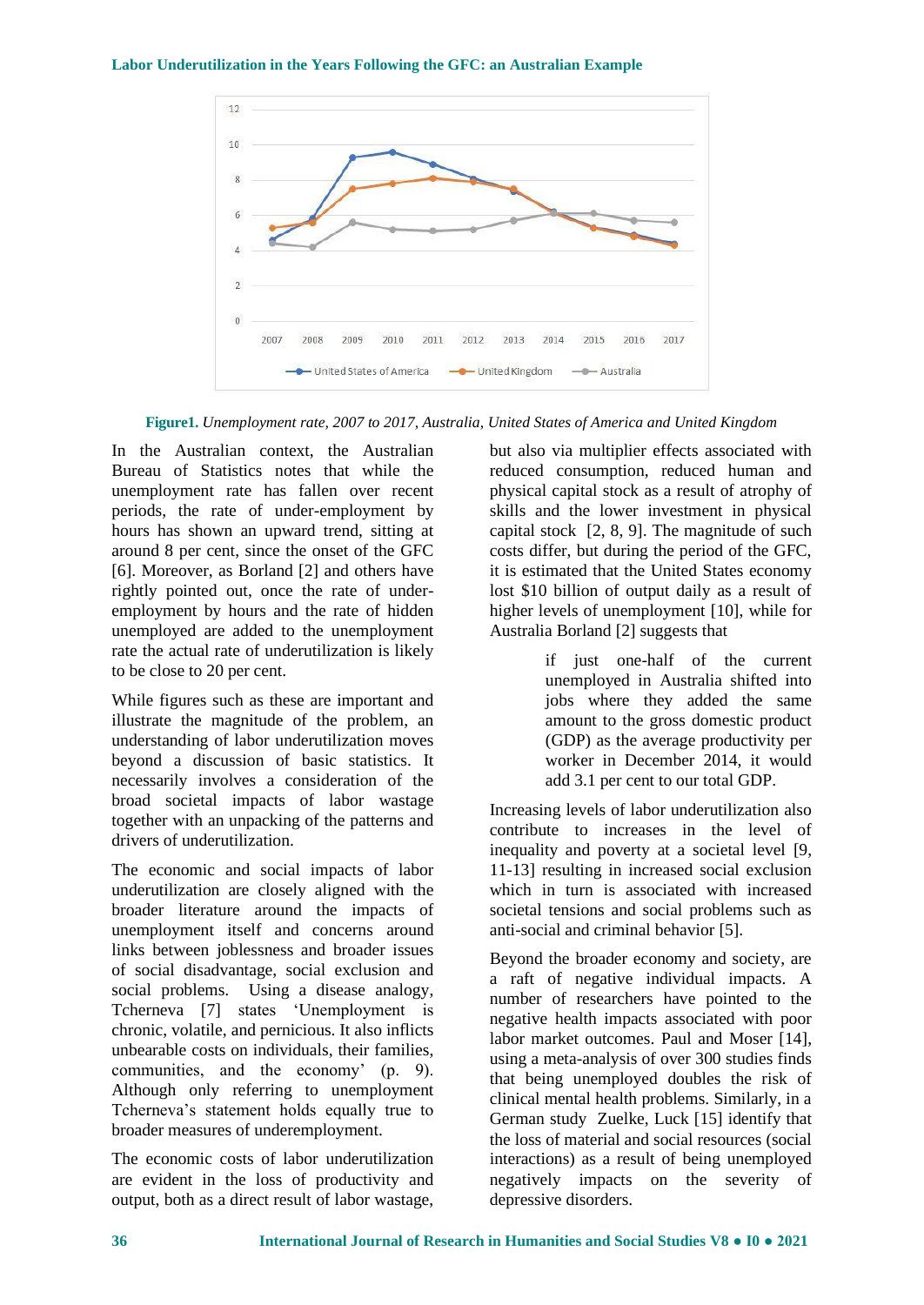**Figure1.** *Unemployment rate, 2007 to 2017, Australia, United States of America and United Kingdom*

In the Australian context, the Australian Bureau of Statistics notes that while the unemployment rate has fallen over recent periods, the rate of under-employment by hours has shown an upward trend, sitting at around 8 per cent, since the onset of the GFC [6]. Moreover, as Borland [2] and others have rightly pointed out, once the rate of under-employment by hours and the rate of hidden unemployed are added to the unemployment rate the actual rate of underutilization is likely to be close to 20 per cent.

While figures such as these are important and illustrate the magnitude of the problem, an understanding of labor underutilization moves beyond a discussion of basic statistics. It necessarily involves a consideration of the broad societal impacts of labor wastage together with an unpacking of the patterns and drivers of underutilization.

The economic and social impacts of labor underutilization are closely aligned with the broader literature around the impacts of unemployment itself and concerns around links between joblessness and broader issues of social disadvantage, social exclusion and social problems. Using a disease analogy, Tcherneva [7] states 'Unemployment is chronic, volatile, and pernicious. It also inflicts unbearable costs on individuals, their families, communities, and the economy' (p. 9). Although only referring to unemployment Tcherneva's statement holds equally true to broader measures of underemployment.

The economic costs of labor underutilization are evident in the loss of productivity and output, both as a direct result of labor wastage, but also via multiplier effects associated with reduced consumption, reduced human and physical capital stock as a result of atrophy of skills and the lower investment in physical capital stock [2, 8, 9]. The magnitude of such costs differ, but during the period of the GFC, it is estimated that the United States economy lost $10 billion of output daily as a result of higher levels of unemployment [10], while for Australia Borland [2] suggests that

> if just one-half of the current unemployed in Australia shifted into jobs where they added the same amount to the gross domestic product (GDP) as the average productivity per worker in December 2014, it would add 3.1 per cent to our total GDP.

Increasing levels of labor underutilization also contribute to increases in the level of inequality and poverty at a societal level [9, 11-13] resulting in increased social exclusion which in turn is associated with increased societal tensions and social problems such as anti-social and criminal behavior [5].

Beyond the broader economy and society, are a raft of negative individual impacts. A number of researchers have pointed to the negative health impacts associated with poor labor market outcomes. Paul and Moser [14], using a meta-analysis of over 300 studies finds that being unemployed doubles the risk of clinical mental health problems. Similarly, in a German study Zuelke, Luck [15] identify that the loss of material and social resources (social interactions) as a result of being unemployed negatively impacts on the severity of depressive disorders.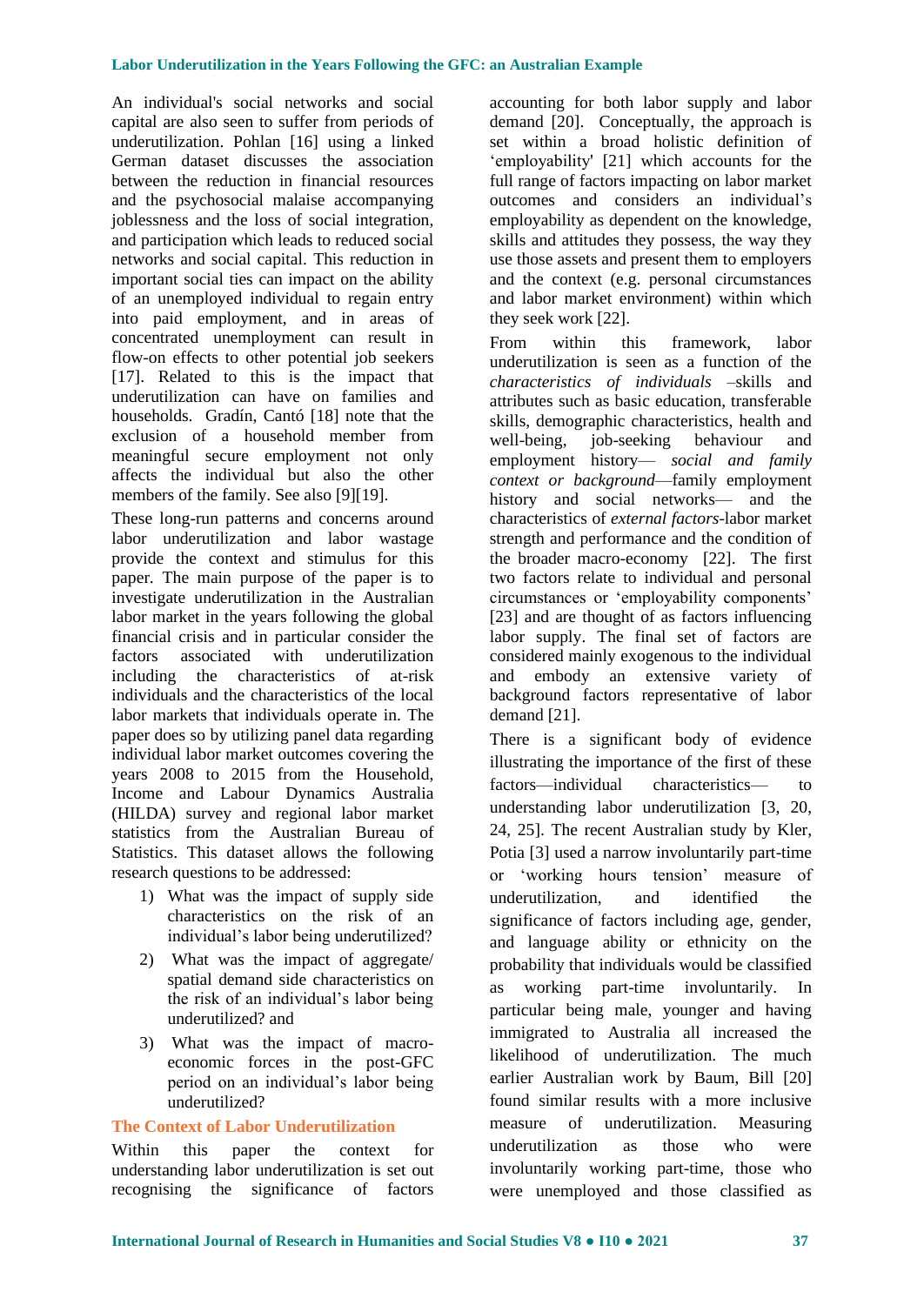An individual's social networks and social capital are also seen to suffer from periods of underutilization. Pohlan [16] using a linked German dataset discusses the association between the reduction in financial resources and the psychosocial malaise accompanying joblessness and the loss of social integration, and participation which leads to reduced social networks and social capital. This reduction in important social ties can impact on the ability of an unemployed individual to regain entry into paid employment, and in areas of concentrated unemployment can result in flow-on effects to other potential job seekers [17]. Related to this is the impact that underutilization can have on families and households. Gradín, Cantó [18] note that the exclusion of a household member from meaningful secure employment not only affects the individual but also the other members of the family. See also [9][19].

These long-run patterns and concerns around labor underutilization and labor wastage provide the context and stimulus for this paper. The main purpose of the paper is to investigate underutilization in the Australian labor market in the years following the global financial crisis and in particular consider the factors associated with underutilization including the characteristics of at-risk individuals and the characteristics of the local labor markets that individuals operate in. The paper does so by utilizing panel data regarding individual labor market outcomes covering the years 2008 to 2015 from the Household, Income and Labour Dynamics Australia (HILDA) survey and regional labor market statistics from the Australian Bureau of Statistics. This dataset allows the following research questions to be addressed:

1) What was the impact of supply side characteristics on the risk of an individual's labor being underutilized?
2) What was the impact of aggregate/ spatial demand side characteristics on the risk of an individual's labor being underutilized? and
3) What was the impact of macro-economic forces in the post-GFC period on an individual's labor being underutilized?

## The Context of Labor Underutilization

Within this paper the context for understanding labor underutilization is set out recognising the significance of factors accounting for both labor supply and labor demand [20]. Conceptually, the approach is set within a broad holistic definition of 'employability' [21] which accounts for the full range of factors impacting on labor market outcomes and considers an individual's employability as dependent on the knowledge, skills and attitudes they possess, the way they use those assets and present them to employers and the context (e.g. personal circumstances and labor market environment) within which they seek work [22].

From within this framework, labor underutilization is seen as a function of the *characteristics of individuals* –skills and attributes such as basic education, transferable skills, demographic characteristics, health and well-being, job-seeking behaviour and employment history— *social and family context or background*—family employment history and social networks— and the characteristics of *external factors*-labor market strength and performance and the condition of the broader macro-economy [22]. The first two factors relate to individual and personal circumstances or 'employability components' [23] and are thought of as factors influencing labor supply. The final set of factors are considered mainly exogenous to the individual and embody an extensive variety of background factors representative of labor demand [21].

There is a significant body of evidence illustrating the importance of the first of these factors—individual characteristics— to understanding labor underutilization [3, 20, 24, 25]. The recent Australian study by Kler, Potia [3] used a narrow involuntarily part-time or 'working hours tension' measure of underutilization, and identified the significance of factors including age, gender, and language ability or ethnicity on the probability that individuals would be classified as working part-time involuntarily. In particular being male, younger and having immigrated to Australia all increased the likelihood of underutilization. The much earlier Australian work by Baum, Bill [20] found similar results with a more inclusive measure of underutilization. Measuring underutilization as those who were involuntarily working part-time, those who were unemployed and those classified as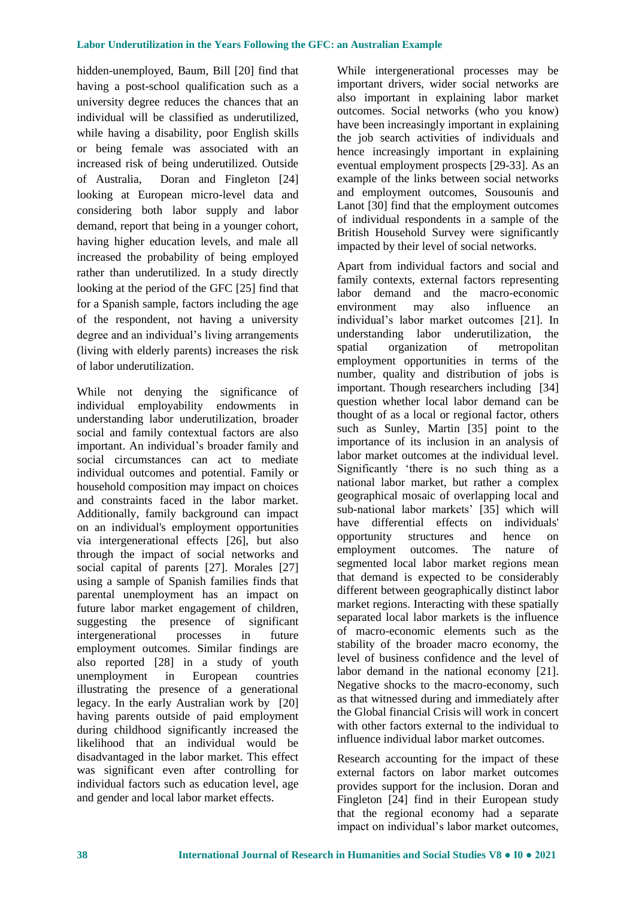hidden-unemployed, Baum, Bill [20] find that having a post-school qualification such as a university degree reduces the chances that an individual will be classified as underutilized, while having a disability, poor English skills or being female was associated with an increased risk of being underutilized. Outside of Australia, Doran and Fingleton [24] looking at European micro-level data and considering both labor supply and labor demand, report that being in a younger cohort, having higher education levels, and male all increased the probability of being employed rather than underutilized. In a study directly looking at the period of the GFC [25] find that for a Spanish sample, factors including the age of the respondent, not having a university degree and an individual's living arrangements (living with elderly parents) increases the risk of labor underutilization.

While not denying the significance of individual employability endowments in understanding labor underutilization, broader social and family contextual factors are also important. An individual's broader family and social circumstances can act to mediate individual outcomes and potential. Family or household composition may impact on choices and constraints faced in the labor market. Additionally, family background can impact on an individual's employment opportunities via intergenerational effects [26], but also through the impact of social networks and social capital of parents [27]. Morales [27] using a sample of Spanish families finds that parental unemployment has an impact on future labor market engagement of children, suggesting the presence of significant intergenerational processes in future employment outcomes. Similar findings are also reported [28] in a study of youth unemployment in European countries illustrating the presence of a generational legacy. In the early Australian work by [20] having parents outside of paid employment during childhood significantly increased the likelihood that an individual would be disadvantaged in the labor market. This effect was significant even after controlling for individual factors such as education level, age and gender and local labor market effects.

While intergenerational processes may be important drivers, wider social networks are also important in explaining labor market outcomes. Social networks (who you know) have been increasingly important in explaining the job search activities of individuals and hence increasingly important in explaining eventual employment prospects [29-33]. As an example of the links between social networks and employment outcomes, Sousounis and Lanot [30] find that the employment outcomes of individual respondents in a sample of the British Household Survey were significantly impacted by their level of social networks.

Apart from individual factors and social and family contexts, external factors representing labor demand and the macro-economic environment may also influence an individual's labor market outcomes [21]. In understanding labor underutilization, the spatial organization of metropolitan employment opportunities in terms of the number, quality and distribution of jobs is important. Though researchers including [34] question whether local labor demand can be thought of as a local or regional factor, others such as Sunley, Martin [35] point to the importance of its inclusion in an analysis of labor market outcomes at the individual level. Significantly 'there is no such thing as a national labor market, but rather a complex geographical mosaic of overlapping local and sub-national labor markets' [35] which will have differential effects on individuals' opportunity structures and hence on employment outcomes. The nature of segmented local labor market regions mean that demand is expected to be considerably different between geographically distinct labor market regions. Interacting with these spatially separated local labor markets is the influence of macro-economic elements such as the stability of the broader macro economy, the level of business confidence and the level of labor demand in the national economy [21]. Negative shocks to the macro-economy, such as that witnessed during and immediately after the Global financial Crisis will work in concert with other factors external to the individual to influence individual labor market outcomes.

Research accounting for the impact of these external factors on labor market outcomes provides support for the inclusion. Doran and Fingleton [24] find in their European study that the regional economy had a separate impact on individual's labor market outcomes,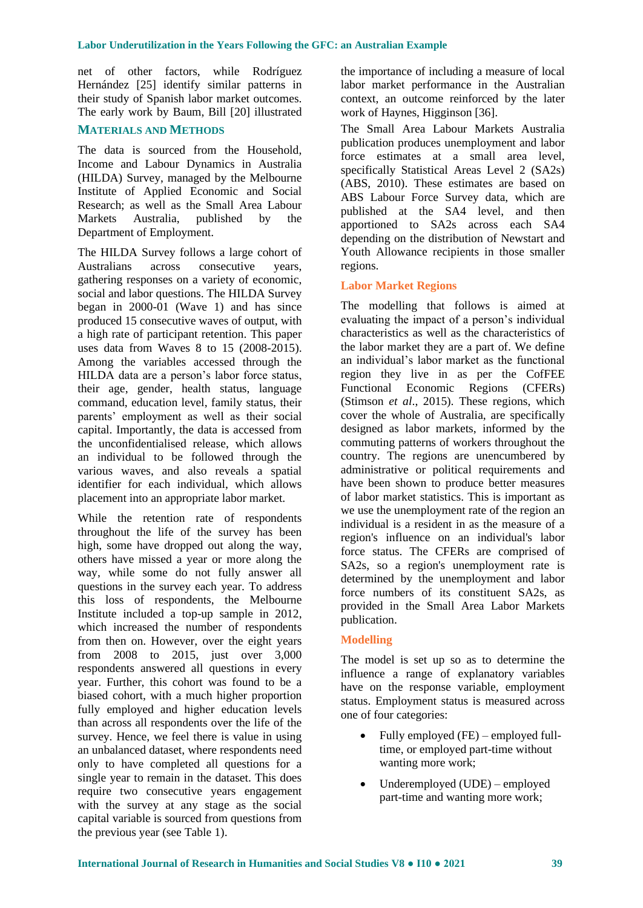net of other factors, while Rodríguez Hernández [25] identify similar patterns in their study of Spanish labor market outcomes. The early work by Baum, Bill [20] illustrated

## MATERIALS AND METHODS

The data is sourced from the Household, Income and Labour Dynamics in Australia (HILDA) Survey, managed by the Melbourne Institute of Applied Economic and Social Research; as well as the Small Area Labour Markets Australia, published by the Department of Employment.

The HILDA Survey follows a large cohort of Australians across consecutive years, gathering responses on a variety of economic, social and labor questions. The HILDA Survey began in 2000-01 (Wave 1) and has since produced 15 consecutive waves of output, with a high rate of participant retention. This paper uses data from Waves 8 to 15 (2008-2015). Among the variables accessed through the HILDA data are a person's labor force status, their age, gender, health status, language command, education level, family status, their parents' employment as well as their social capital. Importantly, the data is accessed from the unconfidentialised release, which allows an individual to be followed through the various waves, and also reveals a spatial identifier for each individual, which allows placement into an appropriate labor market.

While the retention rate of respondents throughout the life of the survey has been high, some have dropped out along the way, others have missed a year or more along the way, while some do not fully answer all questions in the survey each year. To address this loss of respondents, the Melbourne Institute included a top-up sample in 2012, which increased the number of respondents from then on. However, over the eight years from 2008 to 2015, just over 3,000 respondents answered all questions in every year. Further, this cohort was found to be a biased cohort, with a much higher proportion fully employed and higher education levels than across all respondents over the life of the survey. Hence, we feel there is value in using an unbalanced dataset, where respondents need only to have completed all questions for a single year to remain in the dataset. This does require two consecutive years engagement with the survey at any stage as the social capital variable is sourced from questions from the previous year (see Table 1).

the importance of including a measure of local labor market performance in the Australian context, an outcome reinforced by the later work of Haynes, Higginson [36].

The Small Area Labour Markets Australia publication produces unemployment and labor force estimates at a small area level, specifically Statistical Areas Level 2 (SA2s) (ABS, 2010). These estimates are based on ABS Labour Force Survey data, which are published at the SA4 level, and then apportioned to SA2s across each SA4 depending on the distribution of Newstart and Youth Allowance recipients in those smaller regions.

### Labor Market Regions

The modelling that follows is aimed at evaluating the impact of a person's individual characteristics as well as the characteristics of the labor market they are a part of. We define an individual's labor market as the functional region they live in as per the CofFEE Functional Economic Regions (CFERs) (Stimson *et al*., 2015). These regions, which cover the whole of Australia, are specifically designed as labor markets, informed by the commuting patterns of workers throughout the country. The regions are unencumbered by administrative or political requirements and have been shown to produce better measures of labor market statistics. This is important as we use the unemployment rate of the region an individual is a resident in as the measure of a region's influence on an individual's labor force status. The CFERs are comprised of SA2s, so a region's unemployment rate is determined by the unemployment and labor force numbers of its constituent SA2s, as provided in the Small Area Labor Markets publication.

### Modelling

The model is set up so as to determine the influence a range of explanatory variables have on the response variable, employment status. Employment status is measured across one of four categories:

- Fully employed (FE) – employed full-time, or employed part-time without wanting more work;
- Underemployed (UDE) – employed part-time and wanting more work;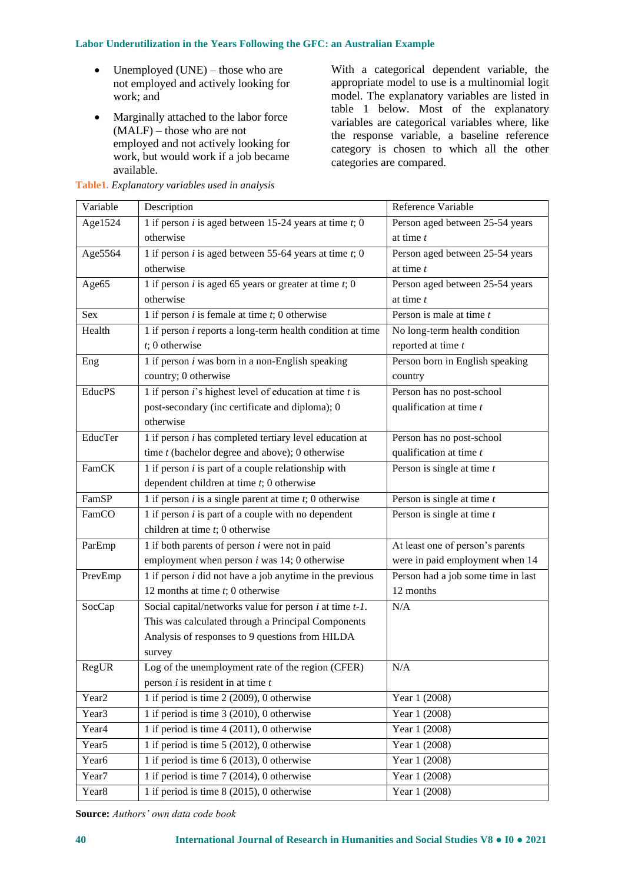- Unemployed (UNE) – those who are not employed and actively looking for work; and
- Marginally attached to the labor force (MALF) – those who are not employed and not actively looking for work, but would work if a job became available.

With a categorical dependent variable, the appropriate model to use is a multinomial logit model. The explanatory variables are listed in table 1 below. Most of the explanatory variables are categorical variables where, like the response variable, a baseline reference category is chosen to which all the other categories are compared.

**Table1.** *Explanatory variables used in analysis*

| Variable | Description | Reference Variable |
|---|---|---|
| Age1524 | 1 if person *i* is aged between 15-24 years at time *t*; 0 otherwise | Person aged between 25-54 years at time *t* |
| Age5564 | 1 if person *i* is aged between 55-64 years at time *t*; 0 otherwise | Person aged between 25-54 years at time *t* |
| Age65 | 1 if person *i* is aged 65 years or greater at time *t*; 0 otherwise | Person aged between 25-54 years at time *t* |
| Sex | 1 if person *i* is female at time *t*; 0 otherwise | Person is male at time *t* |
| Health | 1 if person *i* reports a long-term health condition at time *t*; 0 otherwise | No long-term health condition reported at time *t* |
| Eng | 1 if person *i* was born in a non-English speaking country; 0 otherwise | Person born in English speaking country |
| EducPS | 1 if person *i*'s highest level of education at time *t* is post-secondary (inc certificate and diploma); 0 otherwise | Person has no post-school qualification at time *t* |
| EducTer | 1 if person *i* has completed tertiary level education at time *t* (bachelor degree and above); 0 otherwise | Person has no post-school qualification at time *t* |
| FamCK | 1 if person *i* is part of a couple relationship with dependent children at time *t*; 0 otherwise | Person is single at time *t* |
| FamSP | 1 if person *i* is a single parent at time *t*; 0 otherwise | Person is single at time *t* |
| FamCO | 1 if person *i* is part of a couple with no dependent children at time *t*; 0 otherwise | Person is single at time *t* |
| ParEmp | 1 if both parents of person *i* were not in paid employment when person *i* was 14; 0 otherwise | At least one of person's parents were in paid employment when 14 |
| PrevEmp | 1 if person *i* did not have a job anytime in the previous 12 months at time *t*; 0 otherwise | Person had a job some time in last 12 months |
| SocCap | Social capital/networks value for person *i* at time *t-1*. This was calculated through a Principal Components Analysis of responses to 9 questions from HILDA survey | N/A |
| RegUR | Log of the unemployment rate of the region (CFER) person *i* is resident in at time *t* | N/A |
| Year2 | 1 if period is time 2 (2009), 0 otherwise | Year 1 (2008) |
| Year3 | 1 if period is time 3 (2010), 0 otherwise | Year 1 (2008) |
| Year4 | 1 if period is time 4 (2011), 0 otherwise | Year 1 (2008) |
| Year5 | 1 if period is time 5 (2012), 0 otherwise | Year 1 (2008) |
| Year6 | 1 if period is time 6 (2013), 0 otherwise | Year 1 (2008) |
| Year7 | 1 if period is time 7 (2014), 0 otherwise | Year 1 (2008) |
| Year8 | 1 if period is time 8 (2015), 0 otherwise | Year 1 (2008) |

**Source:** *Authors' own data code book*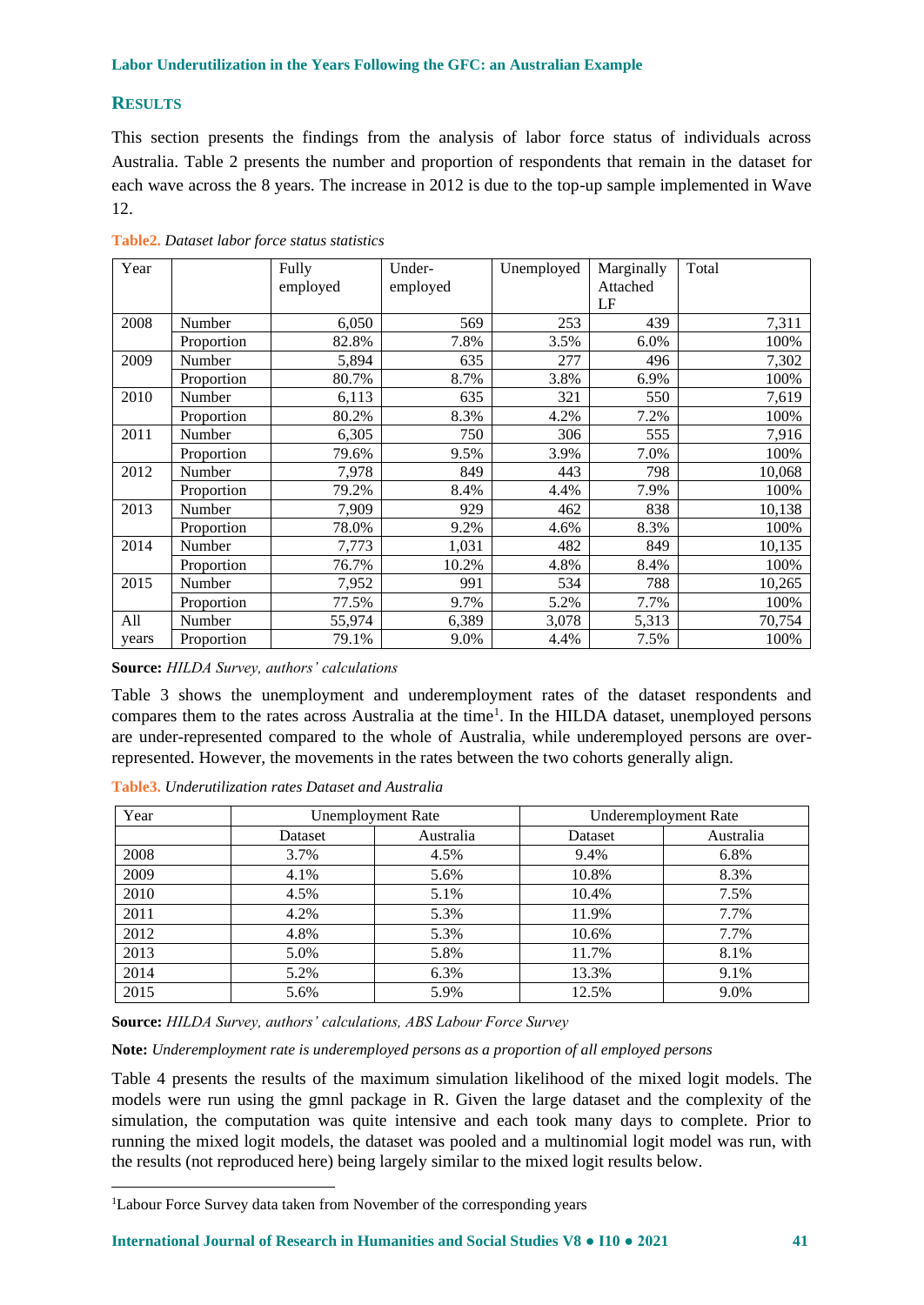## RESULTS

This section presents the findings from the analysis of labor force status of individuals across Australia. Table 2 presents the number and proportion of respondents that remain in the dataset for each wave across the 8 years. The increase in 2012 is due to the top-up sample implemented in Wave 12.

**Table2.** *Dataset labor force status statistics*

| Year | | Fully employed | Under-employed | Unemployed | Marginally Attached LF | Total |
|---|---|---|---|---|---|---|
| 2008 | Number | 6,050 | 569 | 253 | 439 | 7,311 |
| | Proportion | 82.8% | 7.8% | 3.5% | 6.0% | 100% |
| 2009 | Number | 5,894 | 635 | 277 | 496 | 7,302 |
| | Proportion | 80.7% | 8.7% | 3.8% | 6.9% | 100% |
| 2010 | Number | 6,113 | 635 | 321 | 550 | 7,619 |
| | Proportion | 80.2% | 8.3% | 4.2% | 7.2% | 100% |
| 2011 | Number | 6,305 | 750 | 306 | 555 | 7,916 |
| | Proportion | 79.6% | 9.5% | 3.9% | 7.0% | 100% |
| 2012 | Number | 7,978 | 849 | 443 | 798 | 10,068 |
| | Proportion | 79.2% | 8.4% | 4.4% | 7.9% | 100% |
| 2013 | Number | 7,909 | 929 | 462 | 838 | 10,138 |
| | Proportion | 78.0% | 9.2% | 4.6% | 8.3% | 100% |
| 2014 | Number | 7,773 | 1,031 | 482 | 849 | 10,135 |
| | Proportion | 76.7% | 10.2% | 4.8% | 8.4% | 100% |
| 2015 | Number | 7,952 | 991 | 534 | 788 | 10,265 |
| | Proportion | 77.5% | 9.7% | 5.2% | 7.7% | 100% |
| All years | Number | 55,974 | 6,389 | 3,078 | 5,313 | 70,754 |
| | Proportion | 79.1% | 9.0% | 4.4% | 7.5% | 100% |

**Source:** *HILDA Survey, authors' calculations*

Table 3 shows the unemployment and underemployment rates of the dataset respondents and compares them to the rates across Australia at the time[1]. In the HILDA dataset, unemployed persons are under-represented compared to the whole of Australia, while underemployed persons are over-represented. However, the movements in the rates between the two cohorts generally align.

**Table3.** *Underutilization rates Dataset and Australia*

| Year | Unemployment Rate | | Underemployment Rate | |
|---|---|---|---|---|
| | Dataset | Australia | Dataset | Australia |
| 2008 | 3.7% | 4.5% | 9.4% | 6.8% |
| 2009 | 4.1% | 5.6% | 10.8% | 8.3% |
| 2010 | 4.5% | 5.1% | 10.4% | 7.5% |
| 2011 | 4.2% | 5.3% | 11.9% | 7.7% |
| 2012 | 4.8% | 5.3% | 10.6% | 7.7% |
| 2013 | 5.0% | 5.8% | 11.7% | 8.1% |
| 2014 | 5.2% | 6.3% | 13.3% | 9.1% |
| 2015 | 5.6% | 5.9% | 12.5% | 9.0% |

**Source:** *HILDA Survey, authors' calculations, ABS Labour Force Survey*

**Note:** *Underemployment rate is underemployed persons as a proportion of all employed persons*

Table 4 presents the results of the maximum simulation likelihood of the mixed logit models. The models were run using the gmnl package in R. Given the large dataset and the complexity of the simulation, the computation was quite intensive and each took many days to complete. Prior to running the mixed logit models, the dataset was pooled and a multinomial logit model was run, with the results (not reproduced here) being largely similar to the mixed logit results below.

[1] Labour Force Survey data taken from November of the corresponding years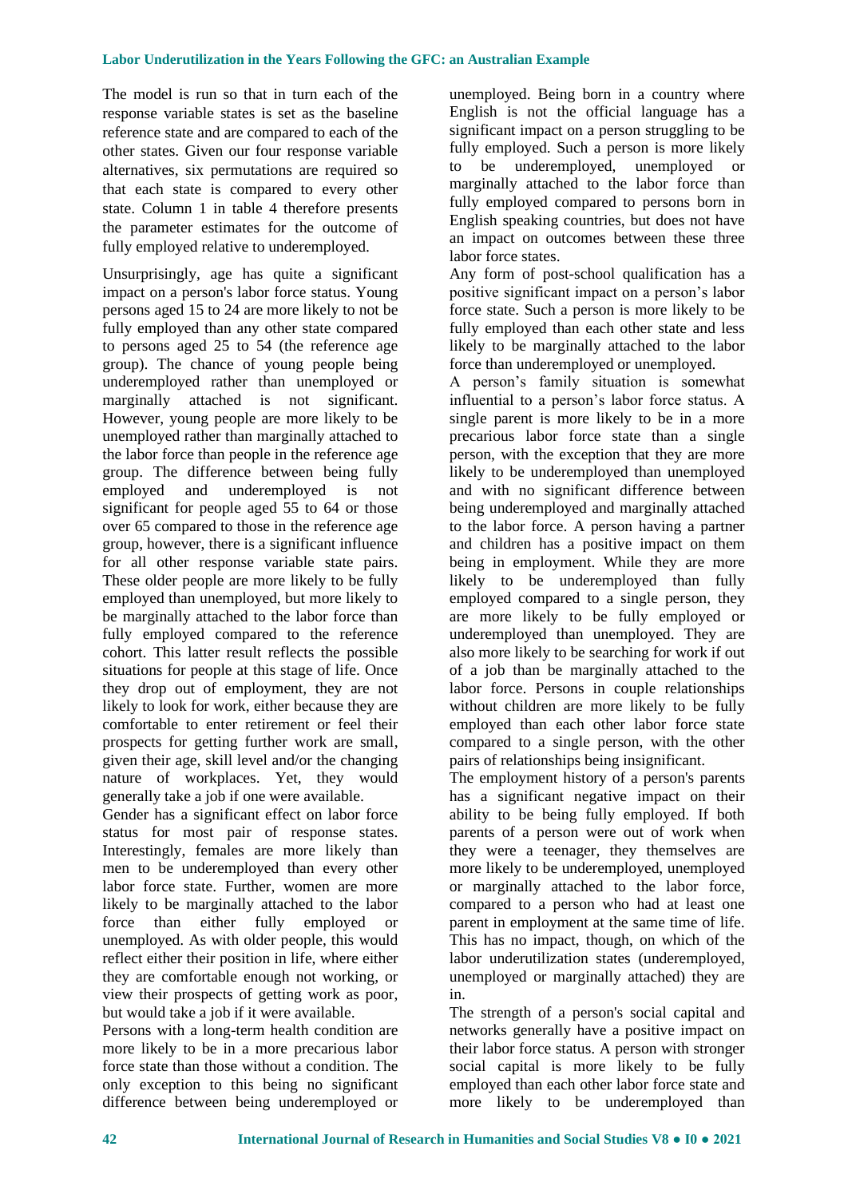The model is run so that in turn each of the response variable states is set as the baseline reference state and are compared to each of the other states. Given our four response variable alternatives, six permutations are required so that each state is compared to every other state. Column 1 in table 4 therefore presents the parameter estimates for the outcome of fully employed relative to underemployed.

Unsurprisingly, age has quite a significant impact on a person's labor force status. Young persons aged 15 to 24 are more likely to not be fully employed than any other state compared to persons aged 25 to 54 (the reference age group). The chance of young people being underemployed rather than unemployed or marginally attached is not significant. However, young people are more likely to be unemployed rather than marginally attached to the labor force than people in the reference age group. The difference between being fully employed and underemployed is not significant for people aged 55 to 64 or those over 65 compared to those in the reference age group, however, there is a significant influence for all other response variable state pairs. These older people are more likely to be fully employed than unemployed, but more likely to be marginally attached to the labor force than fully employed compared to the reference cohort. This latter result reflects the possible situations for people at this stage of life. Once they drop out of employment, they are not likely to look for work, either because they are comfortable to enter retirement or feel their prospects for getting further work are small, given their age, skill level and/or the changing nature of workplaces. Yet, they would generally take a job if one were available.

Gender has a significant effect on labor force status for most pair of response states. Interestingly, females are more likely than men to be underemployed than every other labor force state. Further, women are more likely to be marginally attached to the labor force than either fully employed or unemployed. As with older people, this would reflect either their position in life, where either they are comfortable enough not working, or view their prospects of getting work as poor, but would take a job if it were available.

Persons with a long-term health condition are more likely to be in a more precarious labor force state than those without a condition. The only exception to this being no significant difference between being underemployed or unemployed. Being born in a country where English is not the official language has a significant impact on a person struggling to be fully employed. Such a person is more likely to be underemployed, unemployed or marginally attached to the labor force than fully employed compared to persons born in English speaking countries, but does not have an impact on outcomes between these three labor force states.

Any form of post-school qualification has a positive significant impact on a person's labor force state. Such a person is more likely to be fully employed than each other state and less likely to be marginally attached to the labor force than underemployed or unemployed.

A person's family situation is somewhat influential to a person's labor force status. A single parent is more likely to be in a more precarious labor force state than a single person, with the exception that they are more likely to be underemployed than unemployed and with no significant difference between being underemployed and marginally attached to the labor force. A person having a partner and children has a positive impact on them being in employment. While they are more likely to be underemployed than fully employed compared to a single person, they are more likely to be fully employed or underemployed than unemployed. They are also more likely to be searching for work if out of a job than be marginally attached to the labor force. Persons in couple relationships without children are more likely to be fully employed than each other labor force state compared to a single person, with the other pairs of relationships being insignificant.

The employment history of a person's parents has a significant negative impact on their ability to be being fully employed. If both parents of a person were out of work when they were a teenager, they themselves are more likely to be underemployed, unemployed or marginally attached to the labor force, compared to a person who had at least one parent in employment at the same time of life. This has no impact, though, on which of the labor underutilization states (underemployed, unemployed or marginally attached) they are in.

The strength of a person's social capital and networks generally have a positive impact on their labor force status. A person with stronger social capital is more likely to be fully employed than each other labor force state and more likely to be underemployed than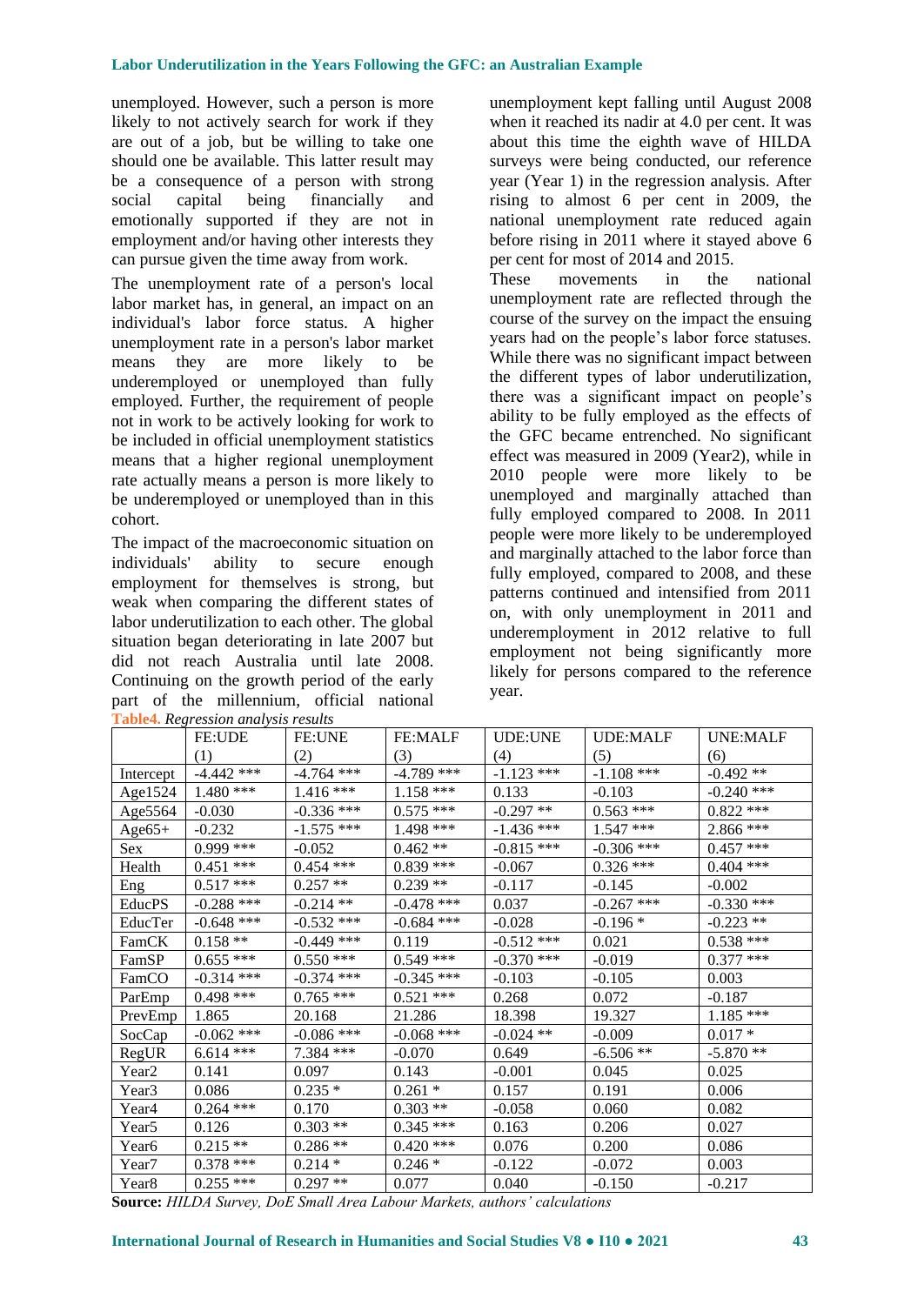unemployed. However, such a person is more likely to not actively search for work if they are out of a job, but be willing to take one should one be available. This latter result may be a consequence of a person with strong social capital being financially and emotionally supported if they are not in employment and/or having other interests they can pursue given the time away from work.

The unemployment rate of a person's local labor market has, in general, an impact on an individual's labor force status. A higher unemployment rate in a person's labor market means they are more likely to be underemployed or unemployed than fully employed. Further, the requirement of people not in work to be actively looking for work to be included in official unemployment statistics means that a higher regional unemployment rate actually means a person is more likely to be underemployed or unemployed than in this cohort.

The impact of the macroeconomic situation on individuals' ability to secure enough employment for themselves is strong, but weak when comparing the different states of labor underutilization to each other. The global situation began deteriorating in late 2007 but did not reach Australia until late 2008. Continuing on the growth period of the early part of the millennium, official national unemployment kept falling until August 2008 when it reached its nadir at 4.0 per cent. It was about this time the eighth wave of HILDA surveys were being conducted, our reference year (Year 1) in the regression analysis. After rising to almost 6 per cent in 2009, the national unemployment rate reduced again before rising in 2011 where it stayed above 6 per cent for most of 2014 and 2015.

These movements in the national unemployment rate are reflected through the course of the survey on the impact the ensuing years had on the people's labor force statuses. While there was no significant impact between the different types of labor underutilization, there was a significant impact on people's ability to be fully employed as the effects of the GFC became entrenched. No significant effect was measured in 2009 (Year2), while in 2010 people were more likely to be unemployed and marginally attached than fully employed compared to 2008. In 2011 people were more likely to be underemployed and marginally attached to the labor force than fully employed, compared to 2008, and these patterns continued and intensified from 2011 on, with only unemployment in 2011 and underemployment in 2012 relative to full employment not being significantly more likely for persons compared to the reference year.

**Table4.** *Regression analysis results*

| | FE:UDE (1) | FE:UNE (2) | FE:MALF (3) | UDE:UNE (4) | UDE:MALF (5) | UNE:MALF (6) |
|---|---|---|---|---|---|---|
| Intercept | -4.442 *** | -4.764 *** | -4.789 *** | -1.123 *** | -1.108 *** | -0.492 ** |
| Age1524 | 1.480 *** | 1.416 *** | 1.158 *** | 0.133 | -0.103 | -0.240 *** |
| Age5564 | -0.030 | -0.336 *** | 0.575 *** | -0.297 ** | 0.563 *** | 0.822 *** |
| Age65+ | -0.232 | -1.575 *** | 1.498 *** | -1.436 *** | 1.547 *** | 2.866 *** |
| Sex | 0.999 *** | -0.052 | 0.462 ** | -0.815 *** | -0.306 *** | 0.457 *** |
| Health | 0.451 *** | 0.454 *** | 0.839 *** | -0.067 | 0.326 *** | 0.404 *** |
| Eng | 0.517 *** | 0.257 ** | 0.239 ** | -0.117 | -0.145 | -0.002 |
| EducPS | -0.288 *** | -0.214 ** | -0.478 *** | 0.037 | -0.267 *** | -0.330 *** |
| EducTer | -0.648 *** | -0.532 *** | -0.684 *** | -0.028 | -0.196 * | -0.223 ** |
| FamCK | 0.158 ** | -0.449 *** | 0.119 | -0.512 *** | 0.021 | 0.538 *** |
| FamSP | 0.655 *** | 0.550 *** | 0.549 *** | -0.370 *** | -0.019 | 0.377 *** |
| FamCO | -0.314 *** | -0.374 *** | -0.345 *** | -0.103 | -0.105 | 0.003 |
| ParEmp | 0.498 *** | 0.765 *** | 0.521 *** | 0.268 | 0.072 | -0.187 |
| PrevEmp | 1.865 | 20.168 | 21.286 | 18.398 | 19.327 | 1.185 *** |
| SocCap | -0.062 *** | -0.086 *** | -0.068 *** | -0.024 ** | -0.009 | 0.017 * |
| RegUR | 6.614 *** | 7.384 *** | -0.070 | 0.649 | -6.506 ** | -5.870 ** |
| Year2 | 0.141 | 0.097 | 0.143 | -0.001 | 0.045 | 0.025 |
| Year3 | 0.086 | 0.235 * | 0.261 * | 0.157 | 0.191 | 0.006 |
| Year4 | 0.264 *** | 0.170 | 0.303 ** | -0.058 | 0.060 | 0.082 |
| Year5 | 0.126 | 0.303 ** | 0.345 *** | 0.163 | 0.206 | 0.027 |
| Year6 | 0.215 ** | 0.286 ** | 0.420 *** | 0.076 | 0.200 | 0.086 |
| Year7 | 0.378 *** | 0.214 * | 0.246 * | -0.122 | -0.072 | 0.003 |
| Year8 | 0.255 *** | 0.297 ** | 0.077 | 0.040 | -0.150 | -0.217 |

**Source:** *HILDA Survey, DoE Small Area Labour Markets, authors' calculations*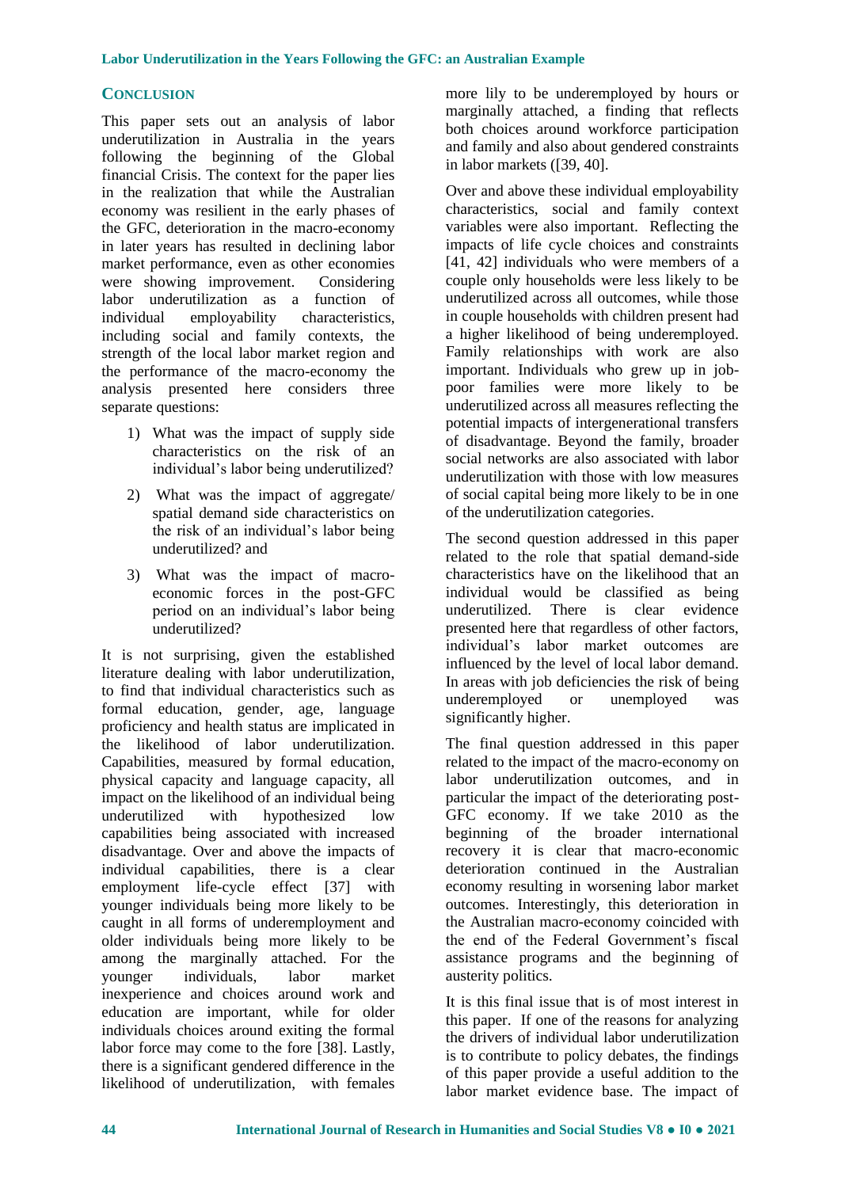## CONCLUSION

This paper sets out an analysis of labor underutilization in Australia in the years following the beginning of the Global financial Crisis. The context for the paper lies in the realization that while the Australian economy was resilient in the early phases of the GFC, deterioration in the macro-economy in later years has resulted in declining labor market performance, even as other economies were showing improvement. Considering labor underutilization as a function of individual employability characteristics, including social and family contexts, the strength of the local labor market region and the performance of the macro-economy the analysis presented here considers three separate questions:

1) What was the impact of supply side characteristics on the risk of an individual's labor being underutilized?
2) What was the impact of aggregate/ spatial demand side characteristics on the risk of an individual's labor being underutilized? and
3) What was the impact of macro-economic forces in the post-GFC period on an individual's labor being underutilized?

It is not surprising, given the established literature dealing with labor underutilization, to find that individual characteristics such as formal education, gender, age, language proficiency and health status are implicated in the likelihood of labor underutilization. Capabilities, measured by formal education, physical capacity and language capacity, all impact on the likelihood of an individual being underutilized with hypothesized low capabilities being associated with increased disadvantage. Over and above the impacts of individual capabilities, there is a clear employment life-cycle effect [37] with younger individuals being more likely to be caught in all forms of underemployment and older individuals being more likely to be among the marginally attached. For the younger individuals, labor market inexperience and choices around work and education are important, while for older individuals choices around exiting the formal labor force may come to the fore [38]. Lastly, there is a significant gendered difference in the likelihood of underutilization, with females more lily to be underemployed by hours or marginally attached, a finding that reflects both choices around workforce participation and family and also about gendered constraints in labor markets ([39, 40].

Over and above these individual employability characteristics, social and family context variables were also important. Reflecting the impacts of life cycle choices and constraints [41, 42] individuals who were members of a couple only households were less likely to be underutilized across all outcomes, while those in couple households with children present had a higher likelihood of being underemployed. Family relationships with work are also important. Individuals who grew up in job-poor families were more likely to be underutilized across all measures reflecting the potential impacts of intergenerational transfers of disadvantage. Beyond the family, broader social networks are also associated with labor underutilization with those with low measures of social capital being more likely to be in one of the underutilization categories.

The second question addressed in this paper related to the role that spatial demand-side characteristics have on the likelihood that an individual would be classified as being underutilized. There is clear evidence presented here that regardless of other factors, individual's labor market outcomes are influenced by the level of local labor demand. In areas with job deficiencies the risk of being underemployed or unemployed was significantly higher.

The final question addressed in this paper related to the impact of the macro-economy on labor underutilization outcomes, and in particular the impact of the deteriorating post-GFC economy. If we take 2010 as the beginning of the broader international recovery it is clear that macro-economic deterioration continued in the Australian economy resulting in worsening labor market outcomes. Interestingly, this deterioration in the Australian macro-economy coincided with the end of the Federal Government's fiscal assistance programs and the beginning of austerity politics.

It is this final issue that is of most interest in this paper. If one of the reasons for analyzing the drivers of individual labor underutilization is to contribute to policy debates, the findings of this paper provide a useful addition to the labor market evidence base. The impact of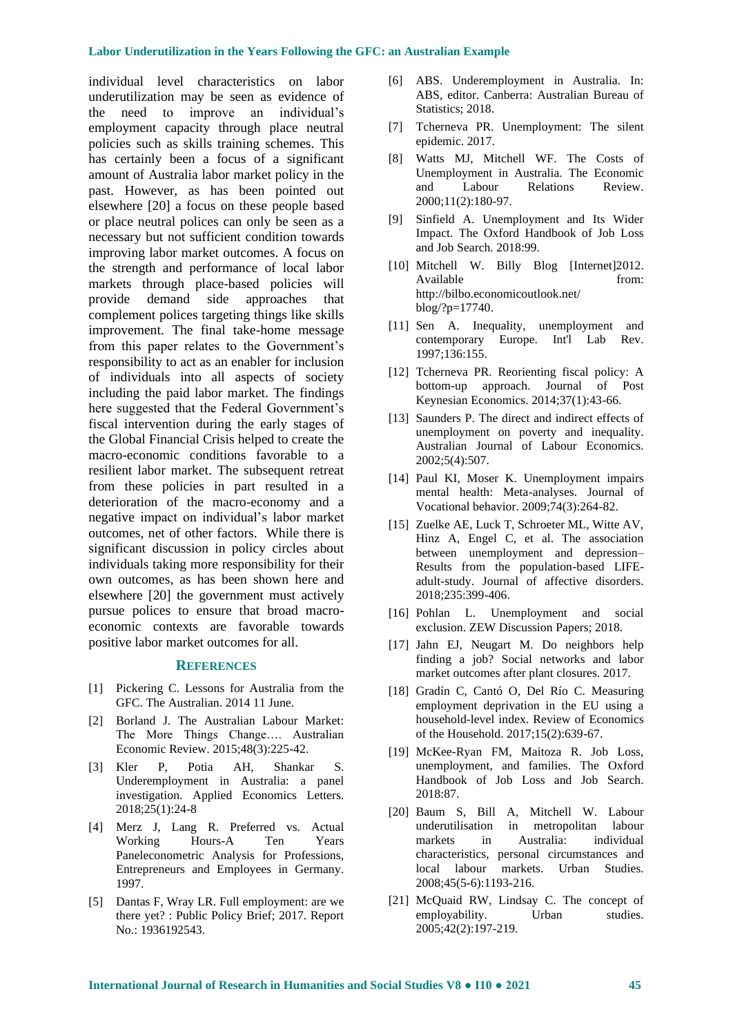individual level characteristics on labor underutilization may be seen as evidence of the need to improve an individual's employment capacity through place neutral policies such as skills training schemes. This has certainly been a focus of a significant amount of Australia labor market policy in the past. However, as has been pointed out elsewhere [20] a focus on these people based or place neutral polices can only be seen as a necessary but not sufficient condition towards improving labor market outcomes. A focus on the strength and performance of local labor markets through place-based policies will provide demand side approaches that complement polices targeting things like skills improvement. The final take-home message from this paper relates to the Government's responsibility to act as an enabler for inclusion of individuals into all aspects of society including the paid labor market. The findings here suggested that the Federal Government's fiscal intervention during the early stages of the Global Financial Crisis helped to create the macro-economic conditions favorable to a resilient labor market. The subsequent retreat from these policies in part resulted in a deterioration of the macro-economy and a negative impact on individual's labor market outcomes, net of other factors. While there is significant discussion in policy circles about individuals taking more responsibility for their own outcomes, as has been shown here and elsewhere [20] the government must actively pursue polices to ensure that broad macro-economic contexts are favorable towards positive labor market outcomes for all.

## REFERENCES

[1] Pickering C. Lessons for Australia from the GFC. The Australian. 2014 11 June.

[2] Borland J. The Australian Labour Market: The More Things Change…. Australian Economic Review. 2015;48(3):225-42.

[3] Kler P, Potia AH, Shankar S. Underemployment in Australia: a panel investigation. Applied Economics Letters. 2018;25(1):24-8

[4] Merz J, Lang R. Preferred vs. Actual Working Hours-A Ten Years Paneleconometric Analysis for Professions, Entrepreneurs and Employees in Germany. 1997.

[5] Dantas F, Wray LR. Full employment: are we there yet? : Public Policy Brief; 2017. Report No.: 1936192543.

[6] ABS. Underemployment in Australia. In: ABS, editor. Canberra: Australian Bureau of Statistics; 2018.

[7] Tcherneva PR. Unemployment: The silent epidemic. 2017.

[8] Watts MJ, Mitchell WF. The Costs of Unemployment in Australia. The Economic and Labour Relations Review. 2000;11(2):180-97.

[9] Sinfield A. Unemployment and Its Wider Impact. The Oxford Handbook of Job Loss and Job Search. 2018:99.

[10] Mitchell W. Billy Blog [Internet]2012. Available from: http://bilbo.economicoutlook.net/blog/?p=17740.

[11] Sen A. Inequality, unemployment and contemporary Europe. Int'l Lab Rev. 1997;136:155.

[12] Tcherneva PR. Reorienting fiscal policy: A bottom-up approach. Journal of Post Keynesian Economics. 2014;37(1):43-66.

[13] Saunders P. The direct and indirect effects of unemployment on poverty and inequality. Australian Journal of Labour Economics. 2002;5(4):507.

[14] Paul KI, Moser K. Unemployment impairs mental health: Meta-analyses. Journal of Vocational behavior. 2009;74(3):264-82.

[15] Zuelke AE, Luck T, Schroeter ML, Witte AV, Hinz A, Engel C, et al. The association between unemployment and depression–Results from the population-based LIFE-adult-study. Journal of affective disorders. 2018;235:399-406.

[16] Pohlan L. Unemployment and social exclusion. ZEW Discussion Papers; 2018.

[17] Jahn EJ, Neugart M. Do neighbors help finding a job? Social networks and labor market outcomes after plant closures. 2017.

[18] Gradín C, Cantó O, Del Río C. Measuring employment deprivation in the EU using a household-level index. Review of Economics of the Household. 2017;15(2):639-67.

[19] McKee-Ryan FM, Maitoza R. Job Loss, unemployment, and families. The Oxford Handbook of Job Loss and Job Search. 2018:87.

[20] Baum S, Bill A, Mitchell W. Labour underutilisation in metropolitan labour markets in Australia: individual characteristics, personal circumstances and local labour markets. Urban Studies. 2008;45(5-6):1193-216.

[21] McQuaid RW, Lindsay C. The concept of employability. Urban studies. 2005;42(2):197-219.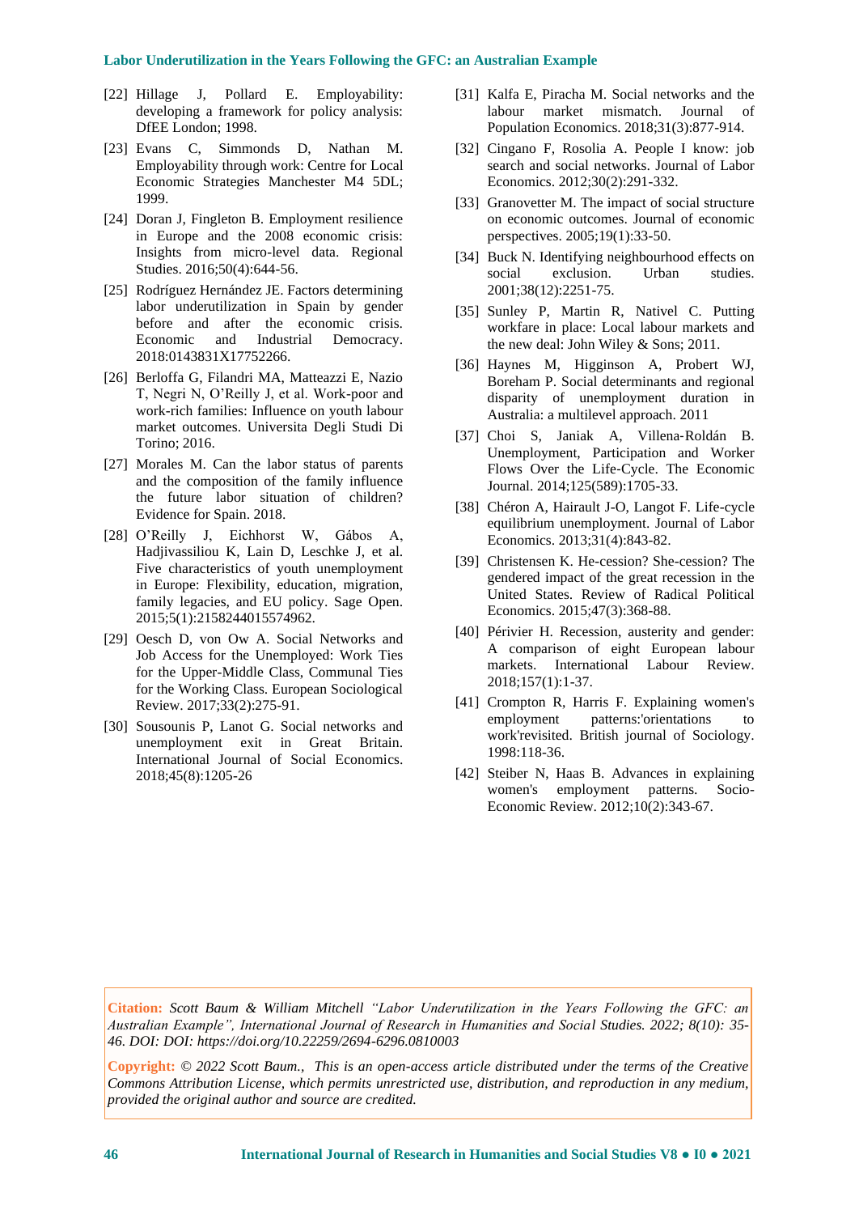[22] Hillage J, Pollard E. Employability: developing a framework for policy analysis: DfEE London; 1998.

[23] Evans C, Simmonds D, Nathan M. Employability through work: Centre for Local Economic Strategies Manchester M4 5DL; 1999.

[24] Doran J, Fingleton B. Employment resilience in Europe and the 2008 economic crisis: Insights from micro-level data. Regional Studies. 2016;50(4):644-56.

[25] Rodríguez Hernández JE. Factors determining labor underutilization in Spain by gender before and after the economic crisis. Economic and Industrial Democracy. 2018:0143831X17752266.

[26] Berloffa G, Filandri MA, Matteazzi E, Nazio T, Negri N, O'Reilly J, et al. Work-poor and work-rich families: Influence on youth labour market outcomes. Universita Degli Studi Di Torino; 2016.

[27] Morales M. Can the labor status of parents and the composition of the family influence the future labor situation of children? Evidence for Spain. 2018.

[28] O'Reilly J, Eichhorst W, Gábos A, Hadjivassiliou K, Lain D, Leschke J, et al. Five characteristics of youth unemployment in Europe: Flexibility, education, migration, family legacies, and EU policy. Sage Open. 2015;5(1):2158244015574962.

[29] Oesch D, von Ow A. Social Networks and Job Access for the Unemployed: Work Ties for the Upper-Middle Class, Communal Ties for the Working Class. European Sociological Review. 2017;33(2):275-91.

[30] Sousounis P, Lanot G. Social networks and unemployment exit in Great Britain. International Journal of Social Economics. 2018;45(8):1205-26

[31] Kalfa E, Piracha M. Social networks and the labour market mismatch. Journal of Population Economics. 2018;31(3):877-914.

[32] Cingano F, Rosolia A. People I know: job search and social networks. Journal of Labor Economics. 2012;30(2):291-332.

[33] Granovetter M. The impact of social structure on economic outcomes. Journal of economic perspectives. 2005;19(1):33-50.

[34] Buck N. Identifying neighbourhood effects on social exclusion. Urban studies. 2001;38(12):2251-75.

[35] Sunley P, Martin R, Nativel C. Putting workfare in place: Local labour markets and the new deal: John Wiley & Sons; 2011.

[36] Haynes M, Higginson A, Probert WJ, Boreham P. Social determinants and regional disparity of unemployment duration in Australia: a multilevel approach. 2011

[37] Choi S, Janiak A, Villena‐Roldán B. Unemployment, Participation and Worker Flows Over the Life‐Cycle. The Economic Journal. 2014;125(589):1705-33.

[38] Chéron A, Hairault J-O, Langot F. Life-cycle equilibrium unemployment. Journal of Labor Economics. 2013;31(4):843-82.

[39] Christensen K. He-cession? She-cession? The gendered impact of the great recession in the United States. Review of Radical Political Economics. 2015;47(3):368-88.

[40] Périvier H. Recession, austerity and gender: A comparison of eight European labour markets. International Labour Review. 2018;157(1):1-37.

[41] Crompton R, Harris F. Explaining women's employment patterns:'orientations to work'revisited. British journal of Sociology. 1998:118-36.

[42] Steiber N, Haas B. Advances in explaining women's employment patterns. Socio-Economic Review. 2012;10(2):343-67.

**Citation:** *Scott Baum & William Mitchell "Labor Underutilization in the Years Following the GFC: an Australian Example", International Journal of Research in Humanities and Social Studies. 2022; 8(10): 35-46. DOI: DOI: https://doi.org/10.22259/2694-6296.0810003*

**Copyright:** *© 2022 Scott Baum., This is an open-access article distributed under the terms of the Creative Commons Attribution License, which permits unrestricted use, distribution, and reproduction in any medium, provided the original author and source are credited.*